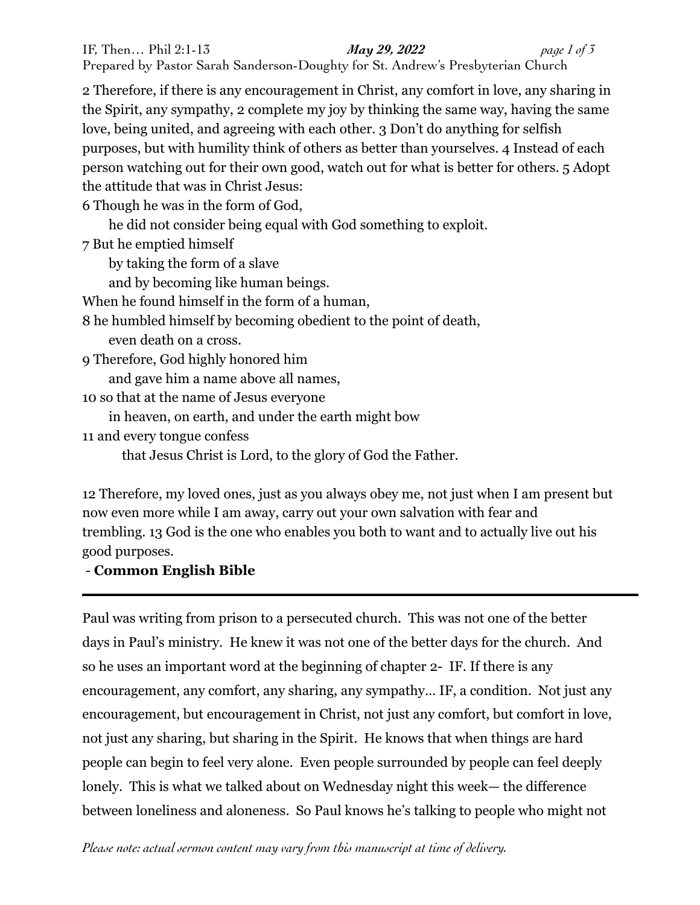2 Therefore, if there is any encouragement in Christ, any comfort in love, any sharing in the Spirit, any sympathy, 2 complete my joy by thinking the same way, having the same love, being united, and agreeing with each other. 3 Don't do anything for selfish purposes, but with humility think of others as better than yourselves. 4 Instead of each person watching out for their own good, watch out for what is better for others. 5 Adopt the attitude that was in Christ Jesus:

6 Though he was in the form of God,
    he did not consider being equal with God something to exploit.
7 But he emptied himself
    by taking the form of a slave
    and by becoming like human beings.
When he found himself in the form of a human,
8 he humbled himself by becoming obedient to the point of death,
    even death on a cross.
9 Therefore, God highly honored him
    and gave him a name above all names,
10 so that at the name of Jesus everyone
    in heaven, on earth, and under the earth might bow
11 and every tongue confess
    that Jesus Christ is Lord, to the glory of God the Father.

12 Therefore, my loved ones, just as you always obey me, not just when I am present but now even more while I am away, carry out your own salvation with fear and trembling. 13 God is the one who enables you both to want and to actually live out his good purposes.

- **Common English Bible**

---

Paul was writing from prison to a persecuted church. This was not one of the better days in Paul's ministry. He knew it was not one of the better days for the church. And so he uses an important word at the beginning of chapter 2- IF. If there is any encouragement, any comfort, any sharing, any sympathy… IF, a condition. Not just any encouragement, but encouragement in Christ, not just any comfort, but comfort in love, not just any sharing, but sharing in the Spirit. He knows that when things are hard people can begin to feel very alone. Even people surrounded by people can feel deeply lonely. This is what we talked about on Wednesday night this week— the difference between loneliness and aloneness. So Paul knows he's talking to people who might not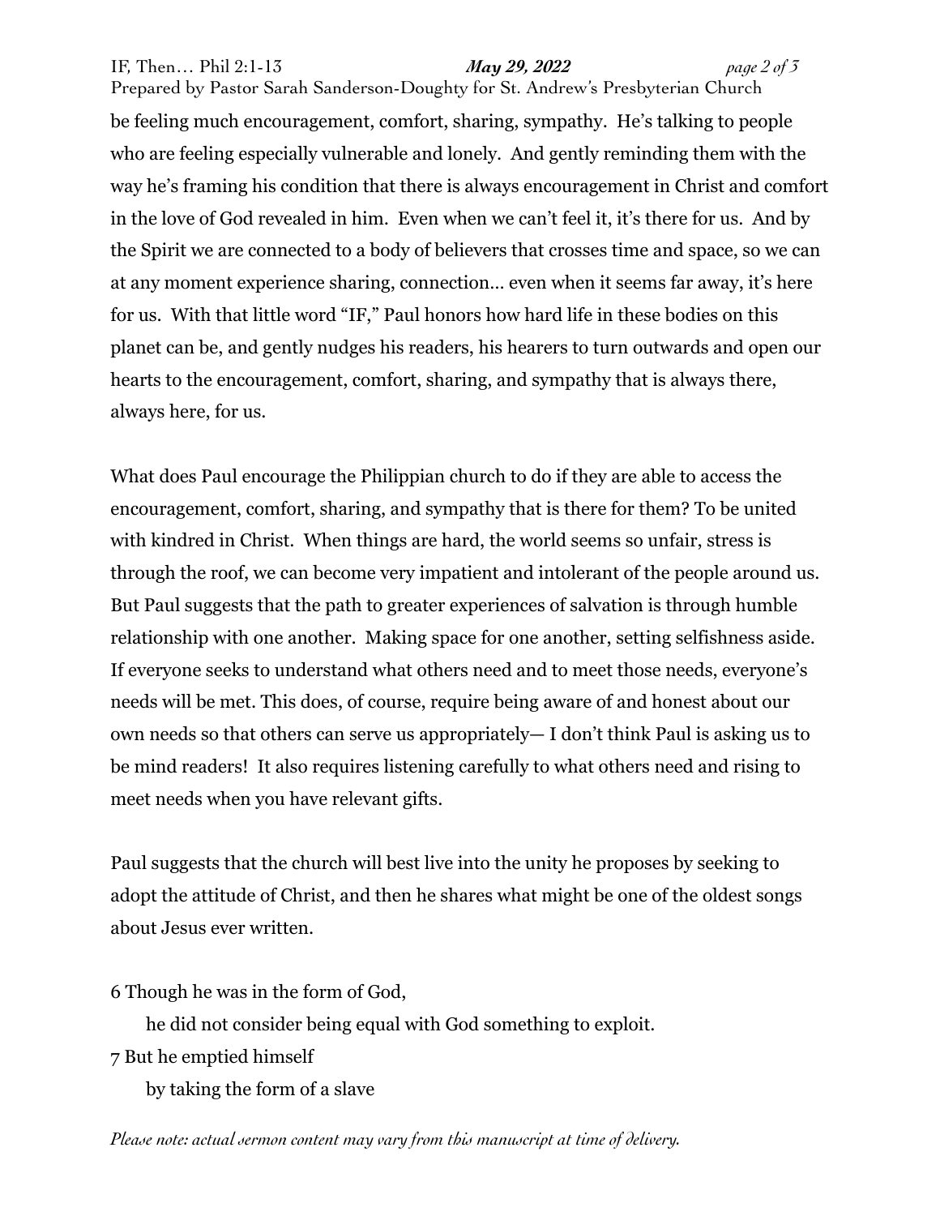be feeling much encouragement, comfort, sharing, sympathy. He's talking to people who are feeling especially vulnerable and lonely. And gently reminding them with the way he's framing his condition that there is always encouragement in Christ and comfort in the love of God revealed in him. Even when we can't feel it, it's there for us. And by the Spirit we are connected to a body of believers that crosses time and space, so we can at any moment experience sharing, connection… even when it seems far away, it's here for us. With that little word "IF," Paul honors how hard life in these bodies on this planet can be, and gently nudges his readers, his hearers to turn outwards and open our hearts to the encouragement, comfort, sharing, and sympathy that is always there, always here, for us.

What does Paul encourage the Philippian church to do if they are able to access the encouragement, comfort, sharing, and sympathy that is there for them? To be united with kindred in Christ. When things are hard, the world seems so unfair, stress is through the roof, we can become very impatient and intolerant of the people around us. But Paul suggests that the path to greater experiences of salvation is through humble relationship with one another. Making space for one another, setting selfishness aside. If everyone seeks to understand what others need and to meet those needs, everyone's needs will be met. This does, of course, require being aware of and honest about our own needs so that others can serve us appropriately— I don't think Paul is asking us to be mind readers! It also requires listening carefully to what others need and rising to meet needs when you have relevant gifts.

Paul suggests that the church will best live into the unity he proposes by seeking to adopt the attitude of Christ, and then he shares what might be one of the oldest songs about Jesus ever written.

6 Though he was in the form of God,
    he did not consider being equal with God something to exploit.
7 But he emptied himself
    by taking the form of a slave

*Please note: actual sermon content may vary from this manuscript at time of delivery.*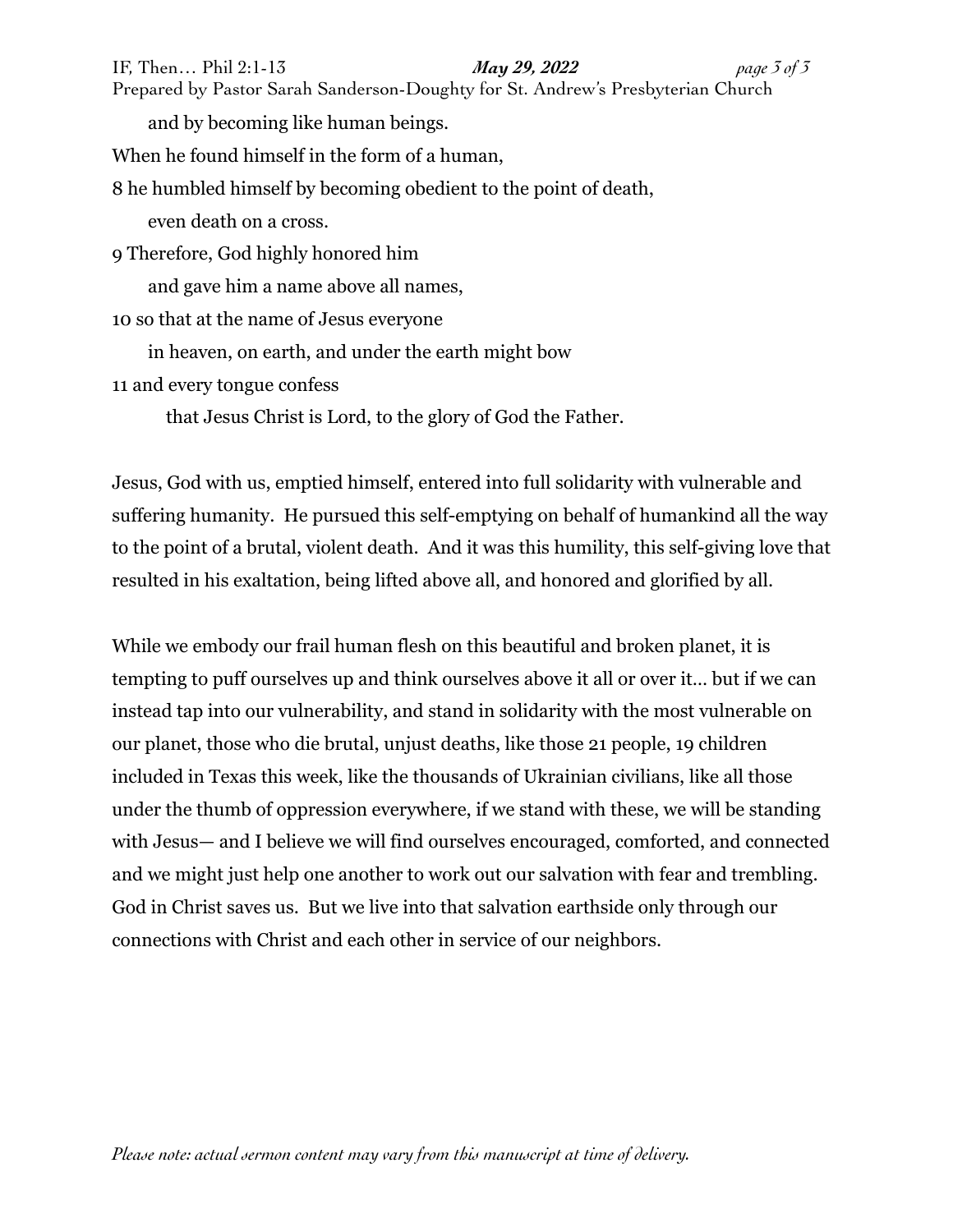and by becoming like human beings.

When he found himself in the form of a human,

8 he humbled himself by becoming obedient to the point of death,

even death on a cross.

9 Therefore, God highly honored him

and gave him a name above all names,

10 so that at the name of Jesus everyone

in heaven, on earth, and under the earth might bow

11 and every tongue confess

that Jesus Christ is Lord, to the glory of God the Father.

Jesus, God with us, emptied himself, entered into full solidarity with vulnerable and suffering humanity. He pursued this self-emptying on behalf of humankind all the way to the point of a brutal, violent death. And it was this humility, this self-giving love that resulted in his exaltation, being lifted above all, and honored and glorified by all.

While we embody our frail human flesh on this beautiful and broken planet, it is tempting to puff ourselves up and think ourselves above it all or over it... but if we can instead tap into our vulnerability, and stand in solidarity with the most vulnerable on our planet, those who die brutal, unjust deaths, like those 21 people, 19 children included in Texas this week, like the thousands of Ukrainian civilians, like all those under the thumb of oppression everywhere, if we stand with these, we will be standing with Jesus— and I believe we will find ourselves encouraged, comforted, and connected and we might just help one another to work out our salvation with fear and trembling. God in Christ saves us. But we live into that salvation earthside only through our connections with Christ and each other in service of our neighbors.

*Please note: actual sermon content may vary from this manuscript at time of delivery.*